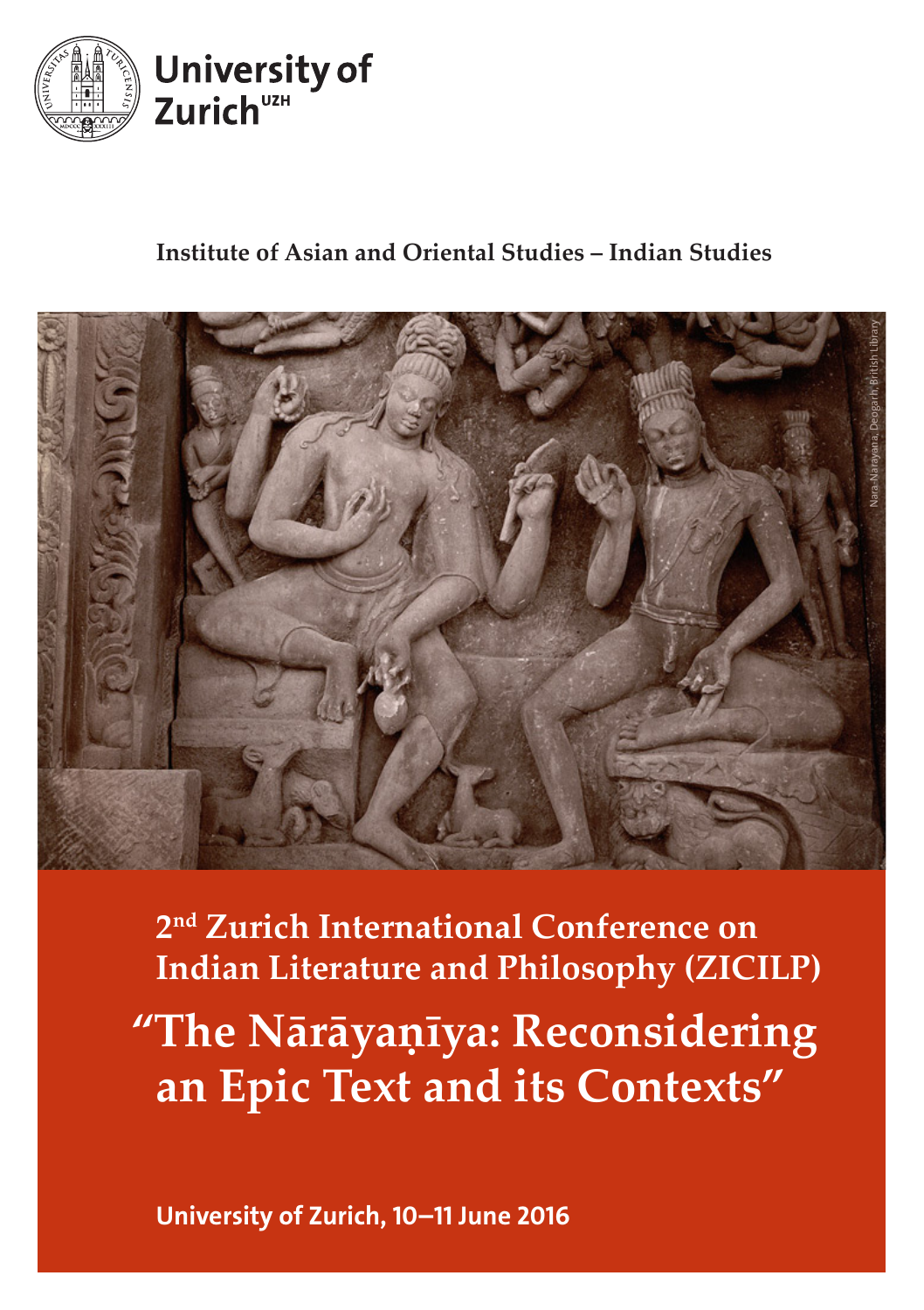University of Zurich[UZH]

**Institute of Asian and Oriental Studies – Indian Studies**

Nara-Nārāyaṇa, Deogarh, British Library

## 2nd Zurich International Conference on Indian Literature and Philosophy (ZICILP)

# "The Nārāyaṇīya: Reconsidering an Epic Text and its Contexts"

**University of Zurich, 10–11 June 2016**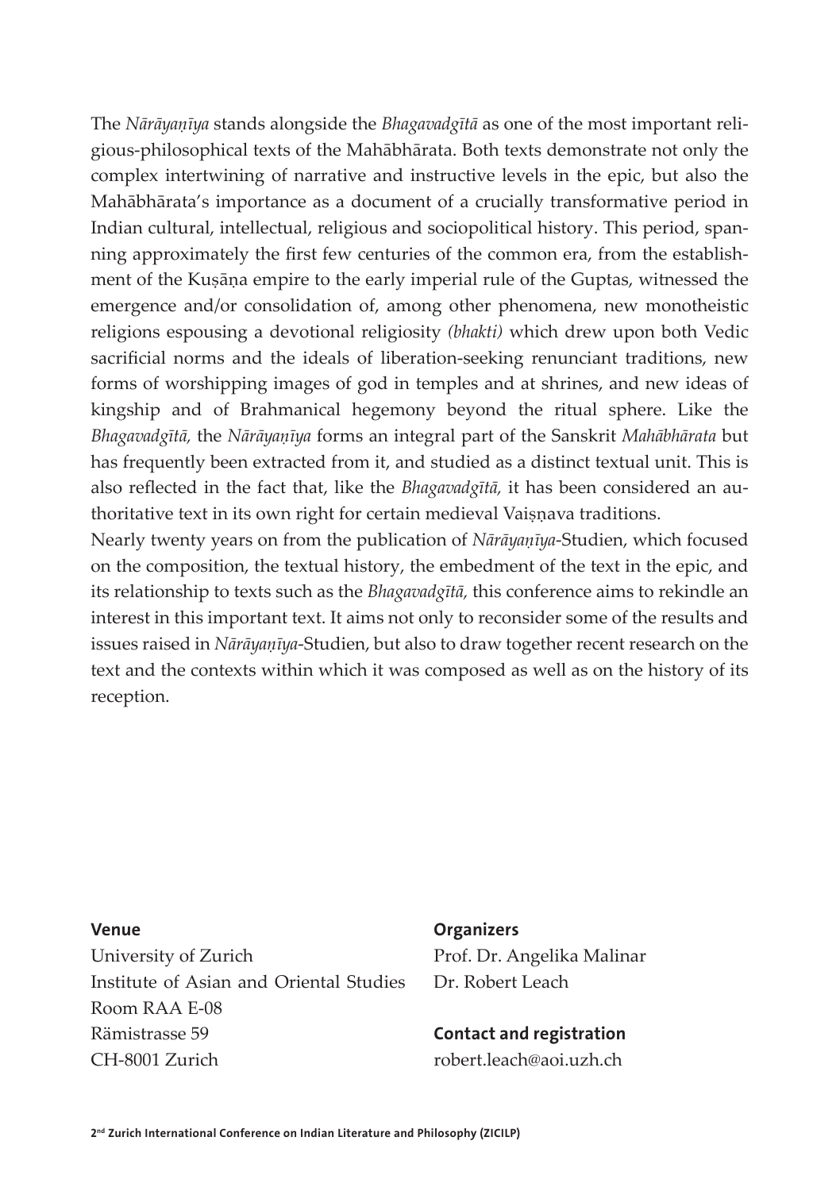The *Nārāyaṇīya* stands alongside the *Bhagavadgītā* as one of the most important religious-philosophical texts of the Mahābhārata. Both texts demonstrate not only the complex intertwining of narrative and instructive levels in the epic, but also the Mahābhārata's importance as a document of a crucially transformative period in Indian cultural, intellectual, religious and sociopolitical history. This period, spanning approximately the first few centuries of the common era, from the establishment of the Kuṣāṇa empire to the early imperial rule of the Guptas, witnessed the emergence and/or consolidation of, among other phenomena, new monotheistic religions espousing a devotional religiosity *(bhakti)* which drew upon both Vedic sacrificial norms and the ideals of liberation-seeking renunciant traditions, new forms of worshipping images of god in temples and at shrines, and new ideas of kingship and of Brahmanical hegemony beyond the ritual sphere. Like the *Bhagavadgītā,* the *Nārāyaṇīya* forms an integral part of the Sanskrit *Mahābhārata* but has frequently been extracted from it, and studied as a distinct textual unit. This is also reflected in the fact that, like the *Bhagavadgītā,* it has been considered an authoritative text in its own right for certain medieval Vaiṣṇava traditions.

Nearly twenty years on from the publication of *Nārāyaṇīya*-Studien, which focused on the composition, the textual history, the embedment of the text in the epic, and its relationship to texts such as the *Bhagavadgītā,* this conference aims to rekindle an interest in this important text. It aims not only to reconsider some of the results and issues raised in *Nārāyaṇīya*-Studien, but also to draw together recent research on the text and the contexts within which it was composed as well as on the history of its reception.

**Venue**

University of Zurich
Institute of Asian and Oriental Studies
Room RAA E-08
Rämistrasse 59
CH-8001 Zurich

**Organizers**

Prof. Dr. Angelika Malinar
Dr. Robert Leach

**Contact and registration**

robert.leach@aoi.uzh.ch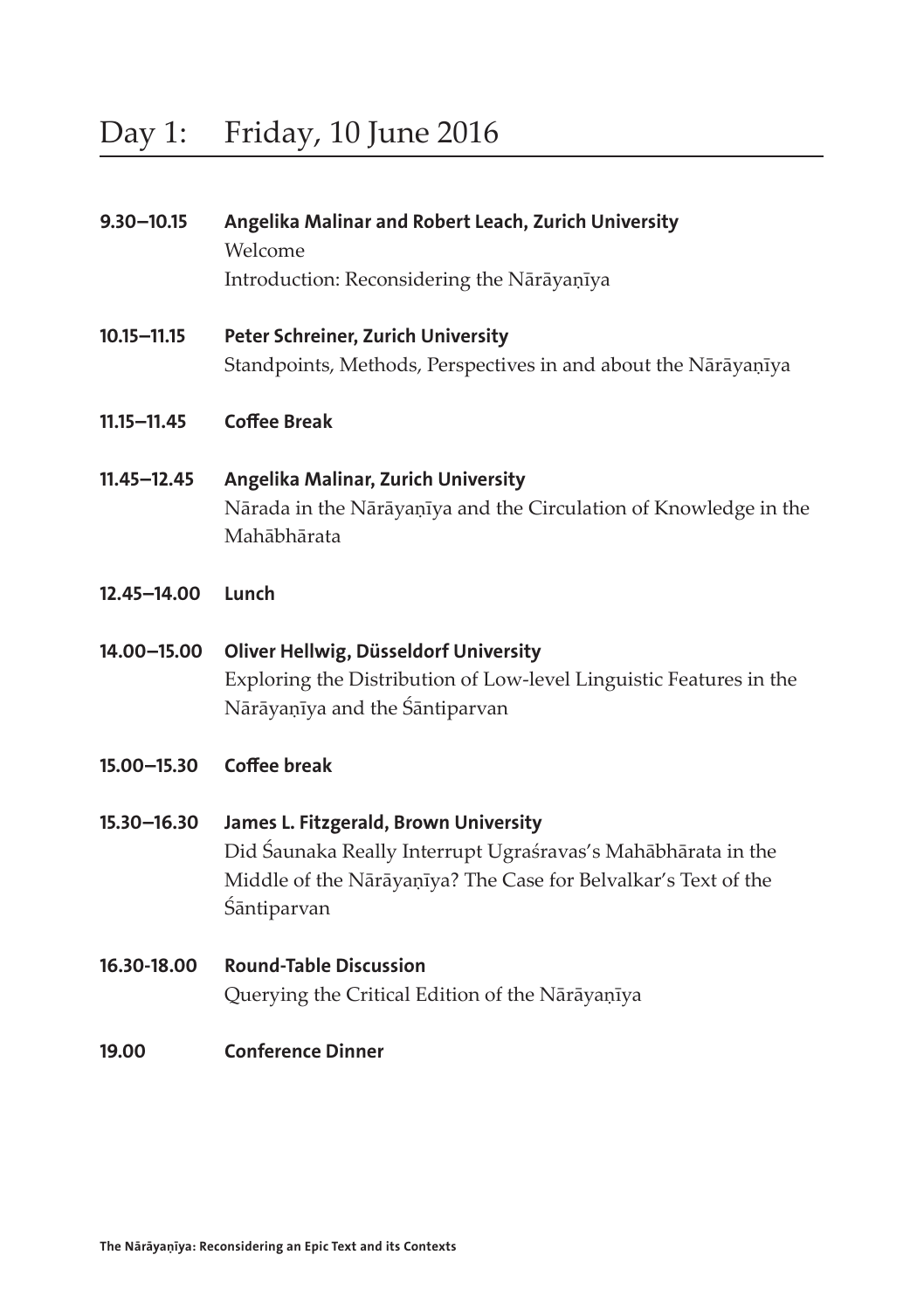# Day 1: Friday, 10 June 2016

**9.30–10.15** **Angelika Malinar and Robert Leach, Zurich University**
Welcome
Introduction: Reconsidering the Nārāyaṇīya

**10.15–11.15** **Peter Schreiner, Zurich University**
Standpoints, Methods, Perspectives in and about the Nārāyaṇīya

**11.15–11.45** **Coffee Break**

**11.45–12.45** **Angelika Malinar, Zurich University**
Nārada in the Nārāyaṇīya and the Circulation of Knowledge in the Mahābhārata

**12.45–14.00** **Lunch**

**14.00–15.00** **Oliver Hellwig, Düsseldorf University**
Exploring the Distribution of Low-level Linguistic Features in the Nārāyaṇīya and the Śāntiparvan

**15.00–15.30** **Coffee break**

**15.30–16.30** **James L. Fitzgerald, Brown University**
Did Śaunaka Really Interrupt Ugraśravas's Mahābhārata in the Middle of the Nārāyaṇīya? The Case for Belvalkar's Text of the Śāntiparvan

**16.30-18.00** **Round-Table Discussion**
Querying the Critical Edition of the Nārāyaṇīya

**19.00** **Conference Dinner**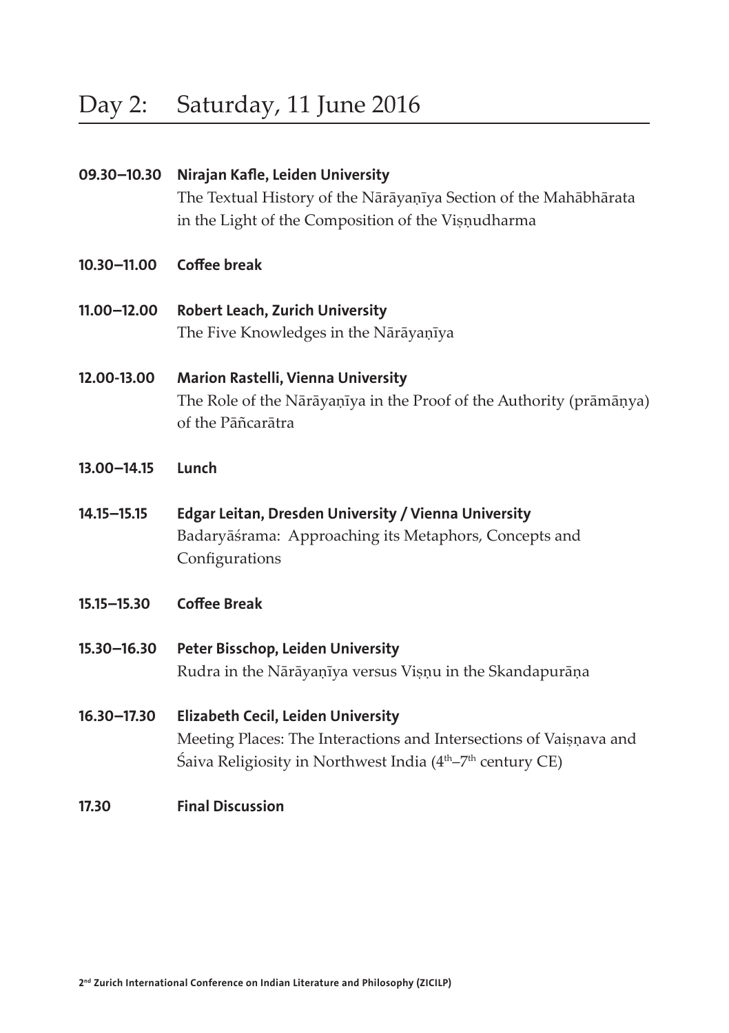# Day 2: Saturday, 11 June 2016

**09.30–10.30** **Nirajan Kafle, Leiden University**
The Textual History of the Nārāyaṇīya Section of the Mahābhārata in the Light of the Composition of the Viṣṇudharma

**10.30–11.00** **Coffee break**

**11.00–12.00** **Robert Leach, Zurich University**
The Five Knowledges in the Nārāyaṇīya

**12.00-13.00** **Marion Rastelli, Vienna University**
The Role of the Nārāyaṇīya in the Proof of the Authority (prāmāṇya) of the Pāñcarātra

**13.00–14.15** **Lunch**

**14.15–15.15** **Edgar Leitan, Dresden University / Vienna University**
Badaryāśrama: Approaching its Metaphors, Concepts and Configurations

**15.15–15.30** **Coffee Break**

**15.30–16.30** **Peter Bisschop, Leiden University**
Rudra in the Nārāyaṇīya versus Viṣṇu in the Skandapurāṇa

**16.30–17.30** **Elizabeth Cecil, Leiden University**
Meeting Places: The Interactions and Intersections of Vaiṣṇava and Śaiva Religiosity in Northwest India (4th–7th century CE)

**17.30** **Final Discussion**